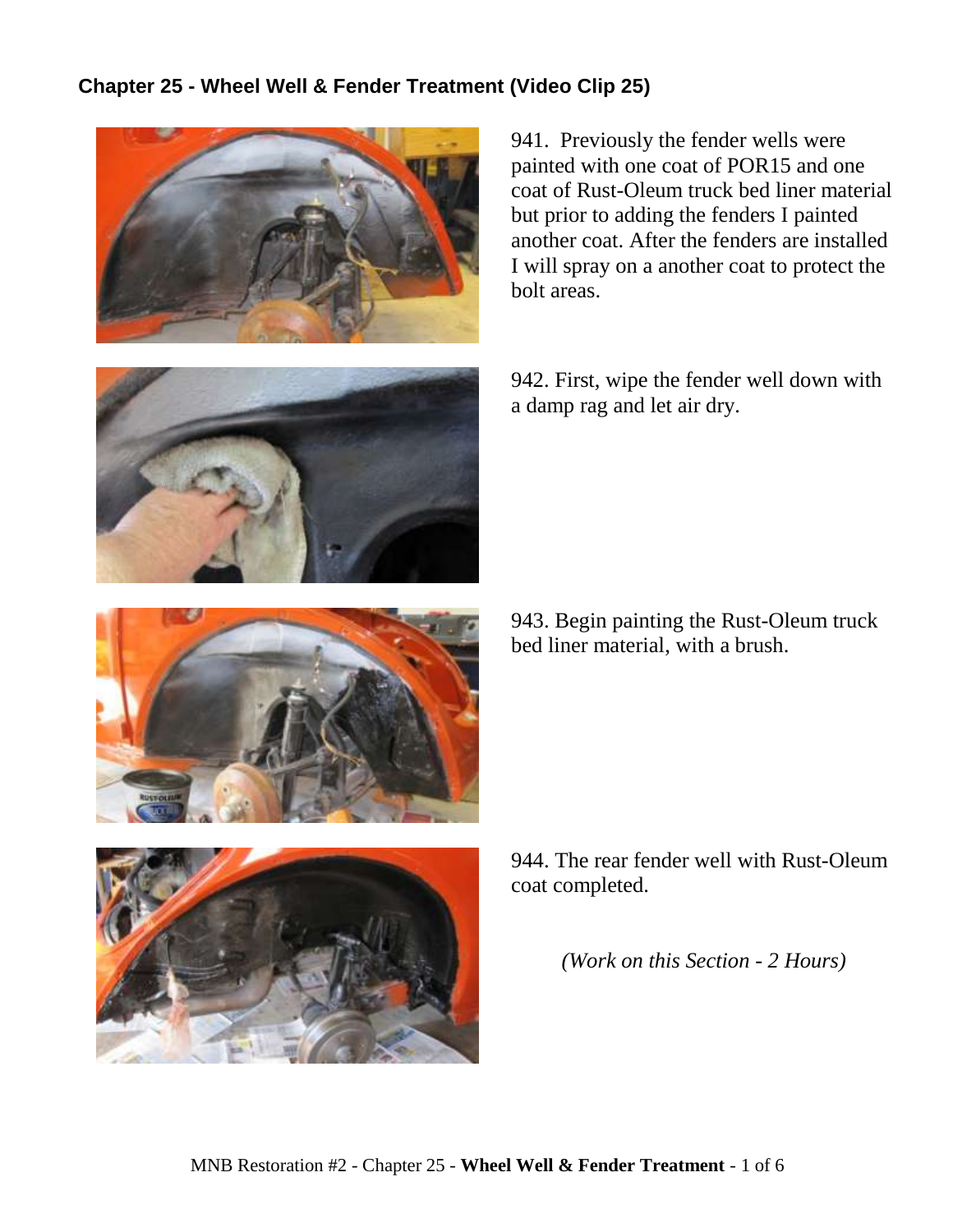## Chapter 25 - Wheel Well & Fender Treatment (Video Clip 25)

941. Previously the fender wells were painted with one coat of POR15 and one coat of Rust-Oleum truck bed liner material but prior to adding the fenders I painted another coat. After the fenders are installed I will spray on a another coat to protect the bolt areas.

942. First, wipe the fender well down with a damp rag and let air dry.

943. Begin painting the Rust-Oleum truck bed liner material, with a brush.

944. The rear fender well with Rust-Oleum coat completed.

*(Work on this Section - 2 Hours)*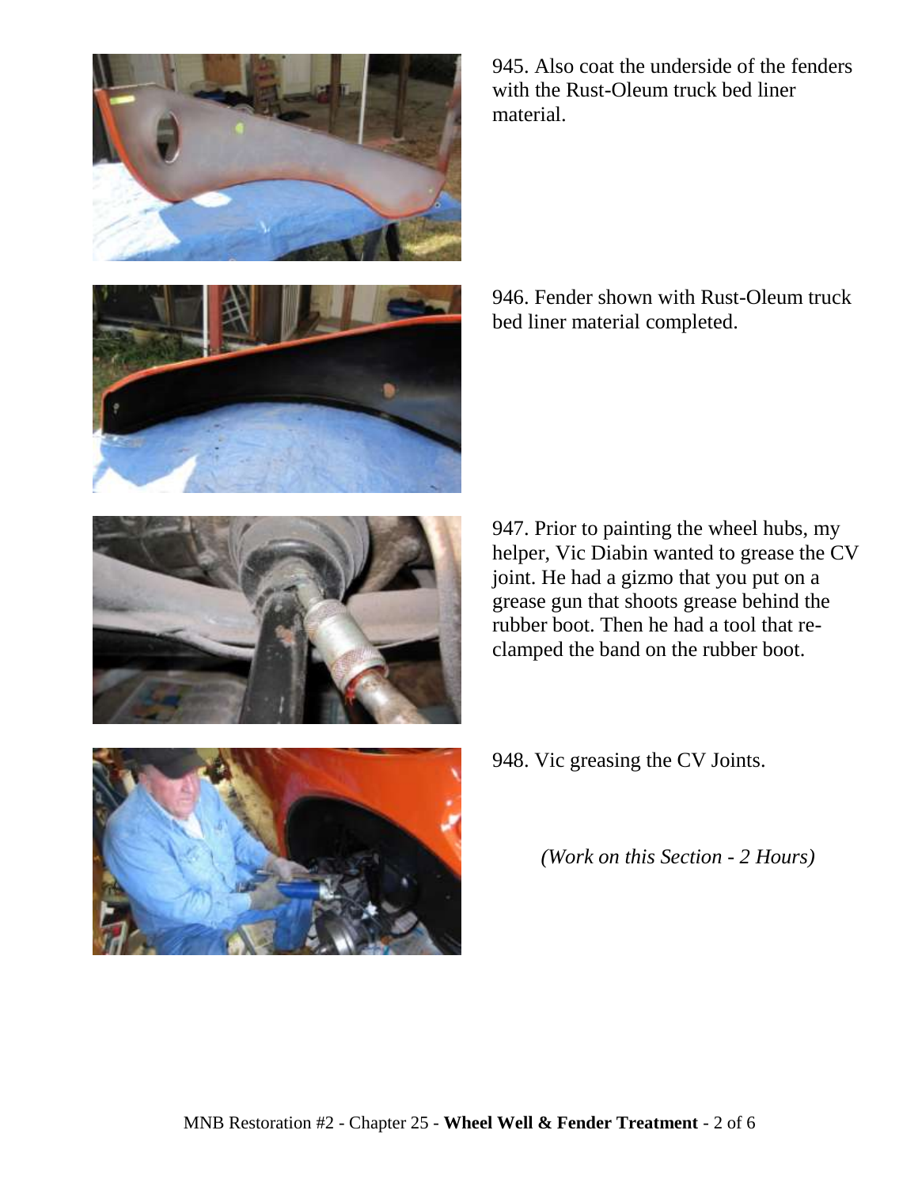945. Also coat the underside of the fenders with the Rust-Oleum truck bed liner material.

946. Fender shown with Rust-Oleum truck bed liner material completed.

947. Prior to painting the wheel hubs, my helper, Vic Diabin wanted to grease the CV joint. He had a gizmo that you put on a grease gun that shoots grease behind the rubber boot. Then he had a tool that re-clamped the band on the rubber boot.

948. Vic greasing the CV Joints.

*(Work on this Section - 2 Hours)*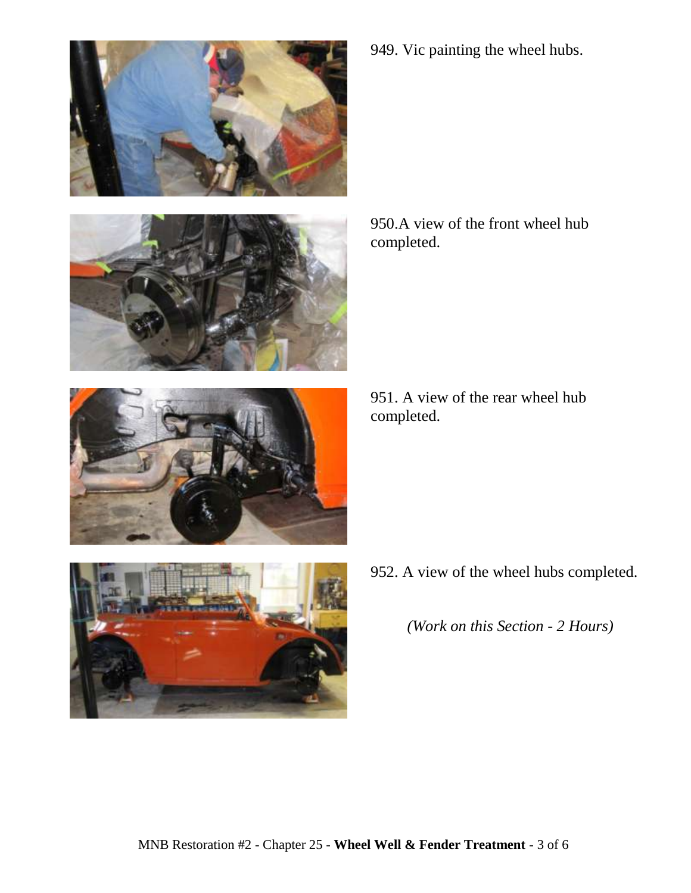949. Vic painting the wheel hubs.

950.A view of the front wheel hub completed.

951. A view of the rear wheel hub completed.

952. A view of the wheel hubs completed.

*(Work on this Section - 2 Hours)*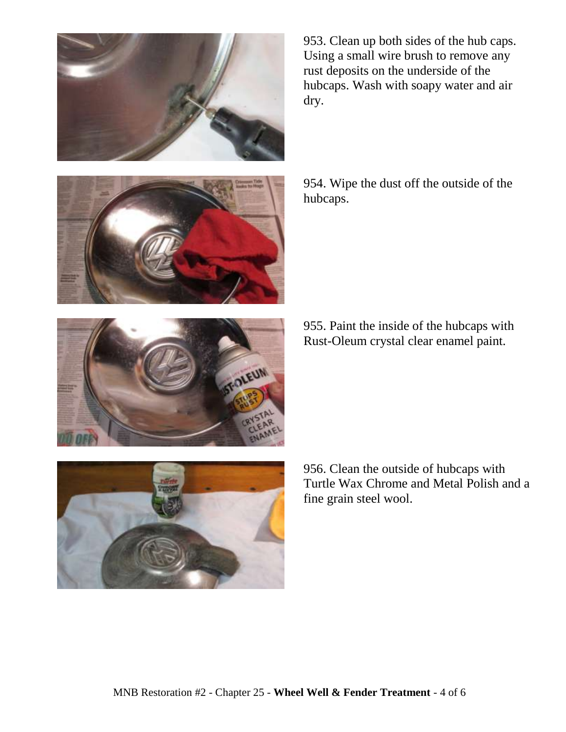953. Clean up both sides of the hub caps. Using a small wire brush to remove any rust deposits on the underside of the hubcaps. Wash with soapy water and air dry.

954. Wipe the dust off the outside of the hubcaps.

955. Paint the inside of the hubcaps with Rust-Oleum crystal clear enamel paint.

956. Clean the outside of hubcaps with Turtle Wax Chrome and Metal Polish and a fine grain steel wool.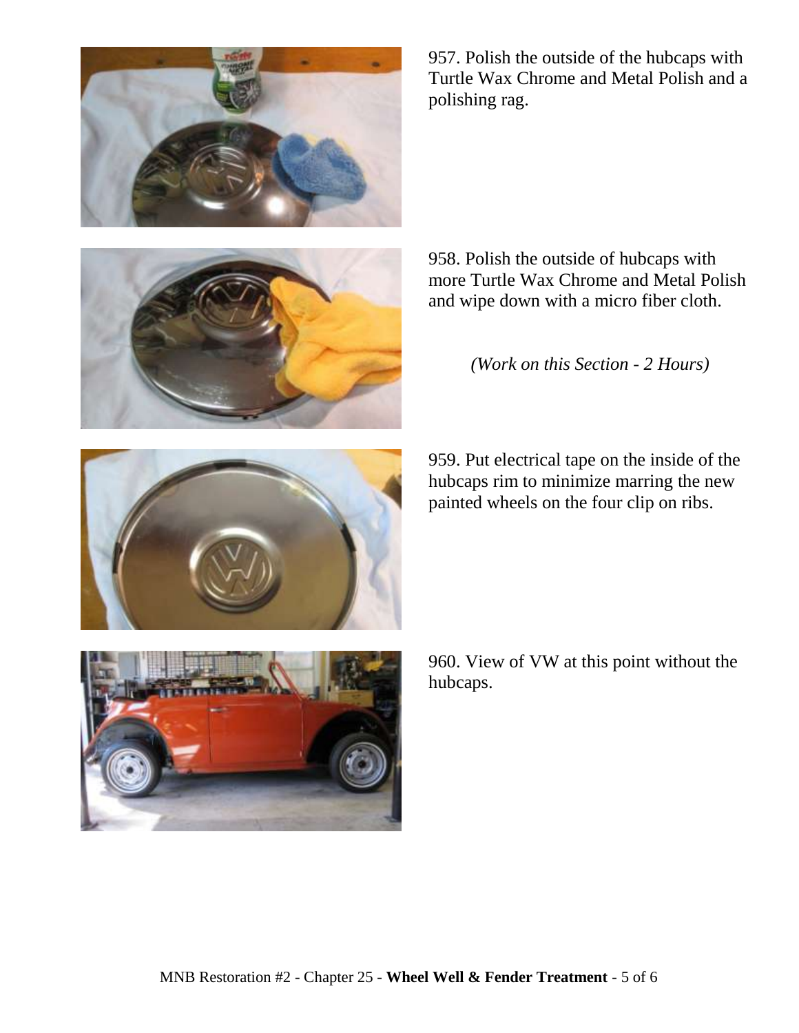957. Polish the outside of the hubcaps with Turtle Wax Chrome and Metal Polish and a polishing rag.

958. Polish the outside of hubcaps with more Turtle Wax Chrome and Metal Polish and wipe down with a micro fiber cloth.

*(Work on this Section - 2 Hours)*

959. Put electrical tape on the inside of the hubcaps rim to minimize marring the new painted wheels on the four clip on ribs.

960. View of VW at this point without the hubcaps.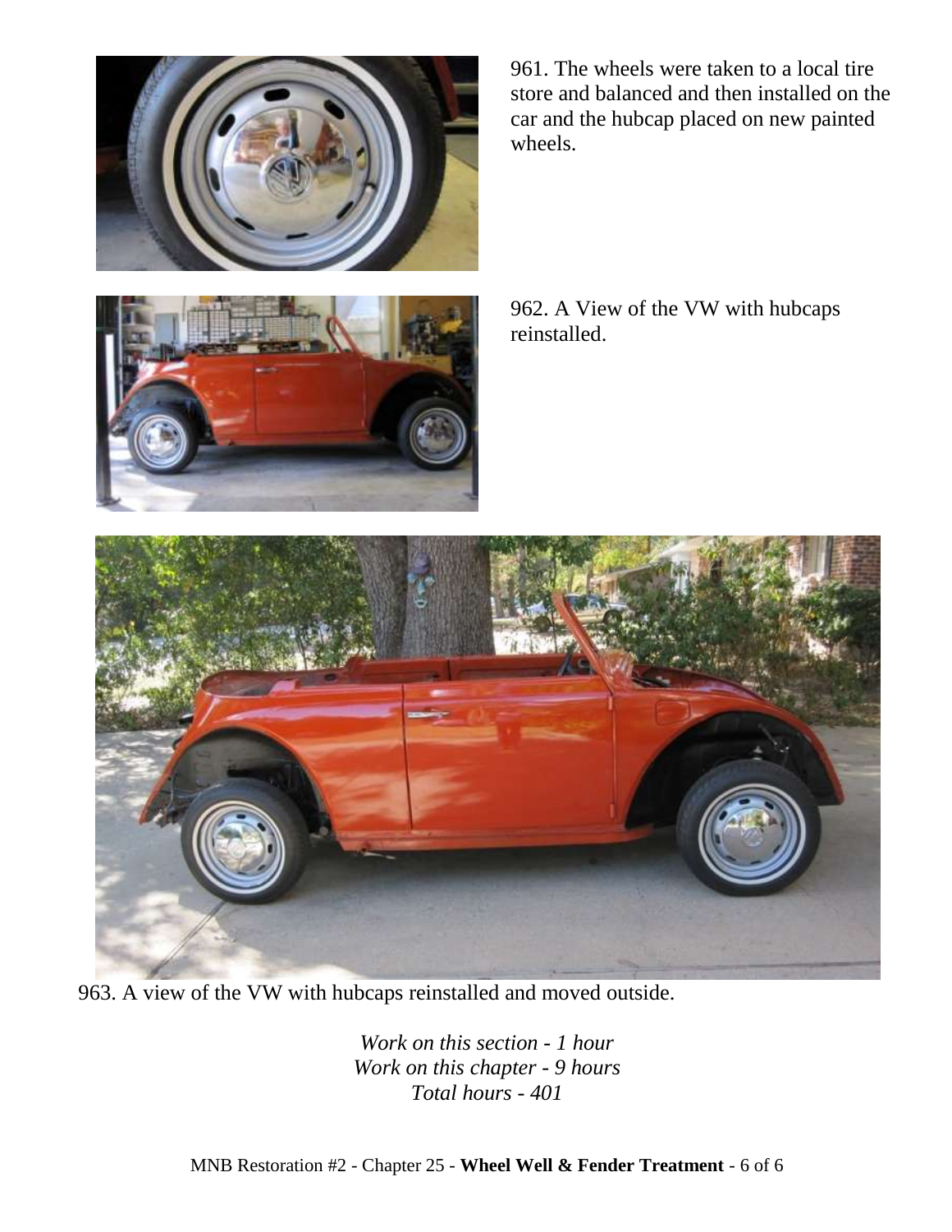961. The wheels were taken to a local tire store and balanced and then installed on the car and the hubcap placed on new painted wheels.

962. A View of the VW with hubcaps reinstalled.

963. A view of the VW with hubcaps reinstalled and moved outside.

*Work on this section - 1 hour*
*Work on this chapter - 9 hours*
*Total hours - 401*